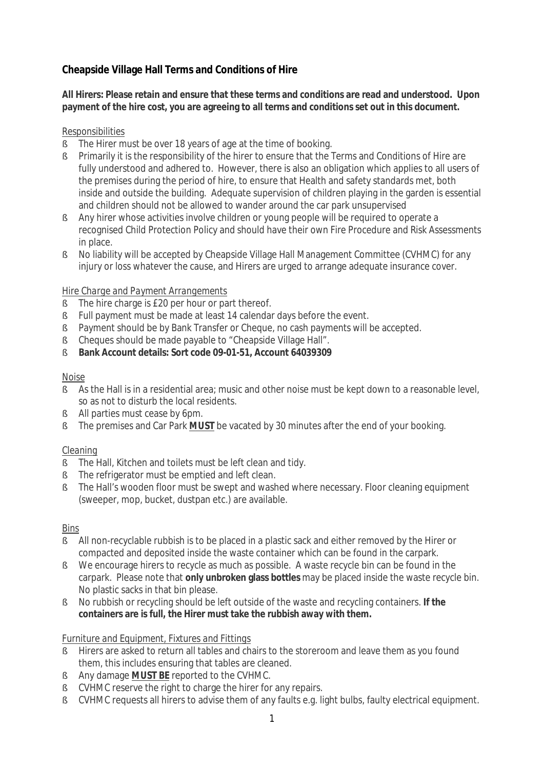## Cheapside Village Hall Terms and Conditions of Hire

**All Hirers: Please retain and ensure that these terms and conditions are read and understood. Upon payment of the hire cost, you are agreeing to all terms and conditions set out in this document.**

### Responsibilities

- The Hirer must be over 18 years of age at the time of booking.
- Primarily it is the responsibility of the hirer to ensure that the Terms and Conditions of Hire are fully understood and adhered to. However, there is also an obligation which applies to all users of the premises during the period of hire, to ensure that Health and safety standards met, both inside and outside the building. Adequate supervision of children playing in the garden is essential and children should not be allowed to wander around the car park unsupervised
- Any hirer whose activities involve children or young people will be required to operate a recognised Child Protection Policy and should have their own Fire Procedure and Risk Assessments in place.
- No liability will be accepted by Cheapside Village Hall Management Committee (CVHMC) for any injury or loss whatever the cause, and Hirers are urged to arrange adequate insurance cover.

### *Hire Charge and Payment Arrangements*

- The hire charge is £20 per hour or part thereof.
- Full payment must be made at least 14 calendar days before the event.
- Payment should be by Bank Transfer or Cheque, no cash payments will be accepted.
- Cheques should be made payable to "Cheapside Village Hall".
- **Bank Account details: Sort code 09-01-51, Account 64039309**

### Noise

- As the Hall is in a residential area; music and other noise must be kept down to a reasonable level, so as not to disturb the local residents.
- All parties must cease by 6pm.
- The premises and Car Park **MUST** be vacated by 30 minutes after the end of your booking.

### Cleaning

- The Hall, Kitchen and toilets must be left clean and tidy.
- The refrigerator must be emptied and left clean.
- The Hall's wooden floor must be swept and washed where necessary. Floor cleaning equipment (sweeper, mop, bucket, dustpan etc.) are available.

### Bins

- All non-recyclable rubbish is to be placed in a plastic sack and either removed by the Hirer or compacted and deposited inside the waste container which can be found in the carpark.
- We encourage hirers to recycle as much as possible. A waste recycle bin can be found in the carpark. Please note that **only unbroken glass bottles** may be placed inside the waste recycle bin. No plastic sacks in that bin please.
- No rubbish or recycling should be left outside of the waste and recycling containers. **If the containers are is full, the Hirer must take the rubbish away with them.**

### *Furniture and Equipment, Fixtures and Fittings*

- Hirers are asked to return all tables and chairs to the storeroom and leave them as you found them, this includes ensuring that tables are cleaned.
- Any damage **MUST BE** reported to the CVHMC.
- CVHMC reserve the right to charge the hirer for any repairs.
- CVHMC requests all hirers to advise them of any faults e.g. light bulbs, faulty electrical equipment.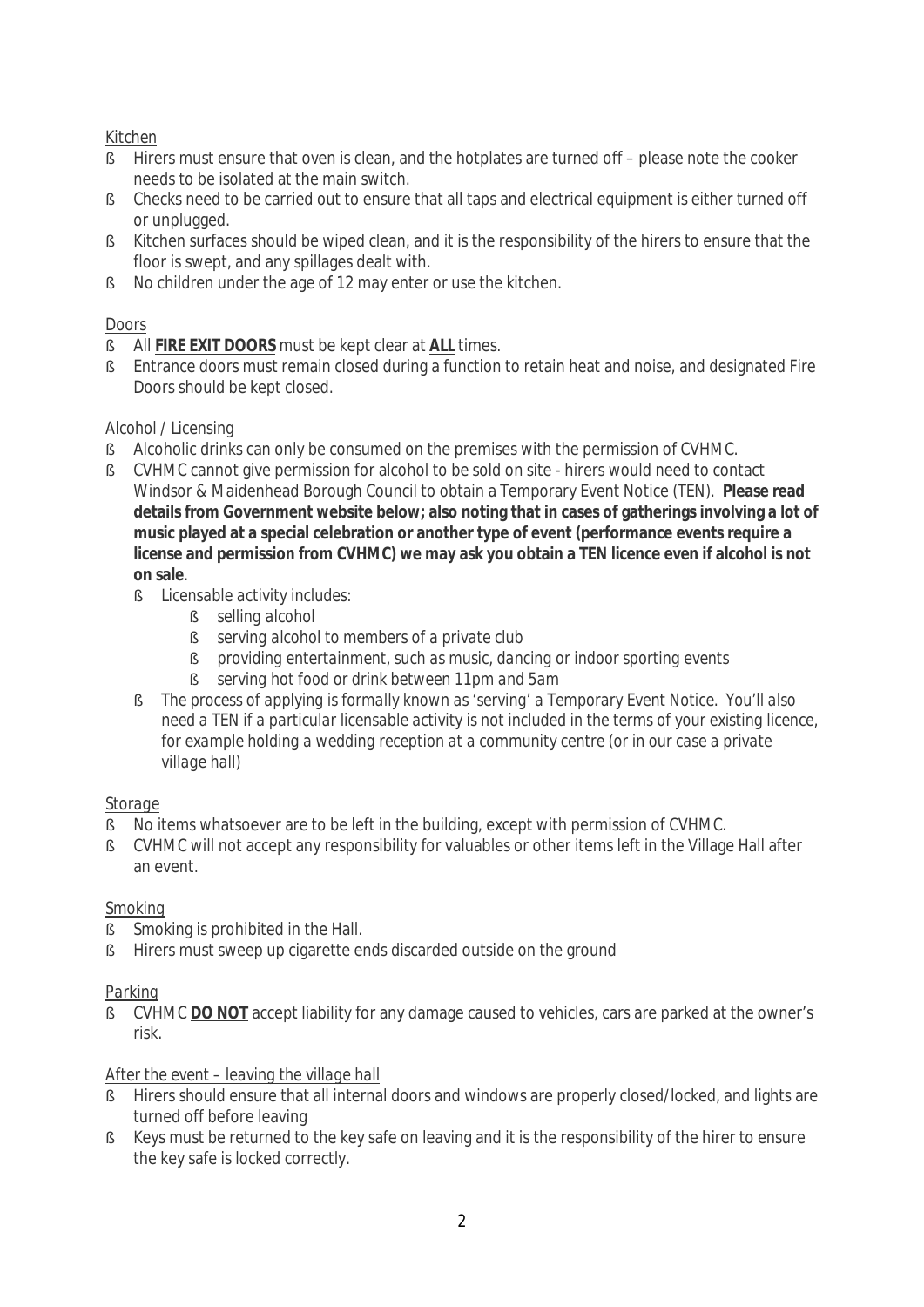Kitchen

- Hirers must ensure that oven is clean, and the hotplates are turned off – please note the cooker needs to be isolated at the main switch.
- Checks need to be carried out to ensure that all taps and electrical equipment is either turned off or unplugged.
- Kitchen surfaces should be wiped clean, and it is the responsibility of the hirers to ensure that the floor is swept, and any spillages dealt with.
- No children under the age of 12 may enter or use the kitchen.

Doors

- All **FIRE EXIT DOORS** must be kept clear at **ALL** times.
- Entrance doors must remain closed during a function to retain heat and noise, and designated Fire Doors should be kept closed.

Alcohol / Licensing

- Alcoholic drinks can only be consumed on the premises with the permission of CVHMC.
- CVHMC cannot give permission for alcohol to be sold on site - hirers would need to contact Windsor & Maidenhead Borough Council to obtain a Temporary Event Notice (TEN). **Please read details from Government website below; also noting that in cases of gatherings involving a lot of music played at a special celebration or another type of event (performance events require a license and permission from CVHMC) we may ask you obtain a TEN licence even if alcohol is not on sale**.
  - *Licensable activity includes:*
    - *selling alcohol*
    - *serving alcohol to members of a private club*
    - *providing entertainment, such as music, dancing or indoor sporting events*
    - *serving hot food or drink between 11pm and 5am*
  - *The process of applying is formally known as 'serving' a Temporary Event Notice. You'll also need a TEN if a particular licensable activity is not included in the terms of your existing licence, for example holding a wedding reception at a community centre (or in our case a private village hall)*

Storage

- No items whatsoever are to be left in the building, except with permission of CVHMC.
- CVHMC will not accept any responsibility for valuables or other items left in the Village Hall after an event.

Smoking

- Smoking is prohibited in the Hall.
- Hirers must sweep up cigarette ends discarded outside on the ground

Parking

- CVHMC **DO NOT** accept liability for any damage caused to vehicles, cars are parked at the owner's risk.

After the event – leaving the village hall

- Hirers should ensure that all internal doors and windows are properly closed/locked, and lights are turned off before leaving
- Keys must be returned to the key safe on leaving and it is the responsibility of the hirer to ensure the key safe is locked correctly.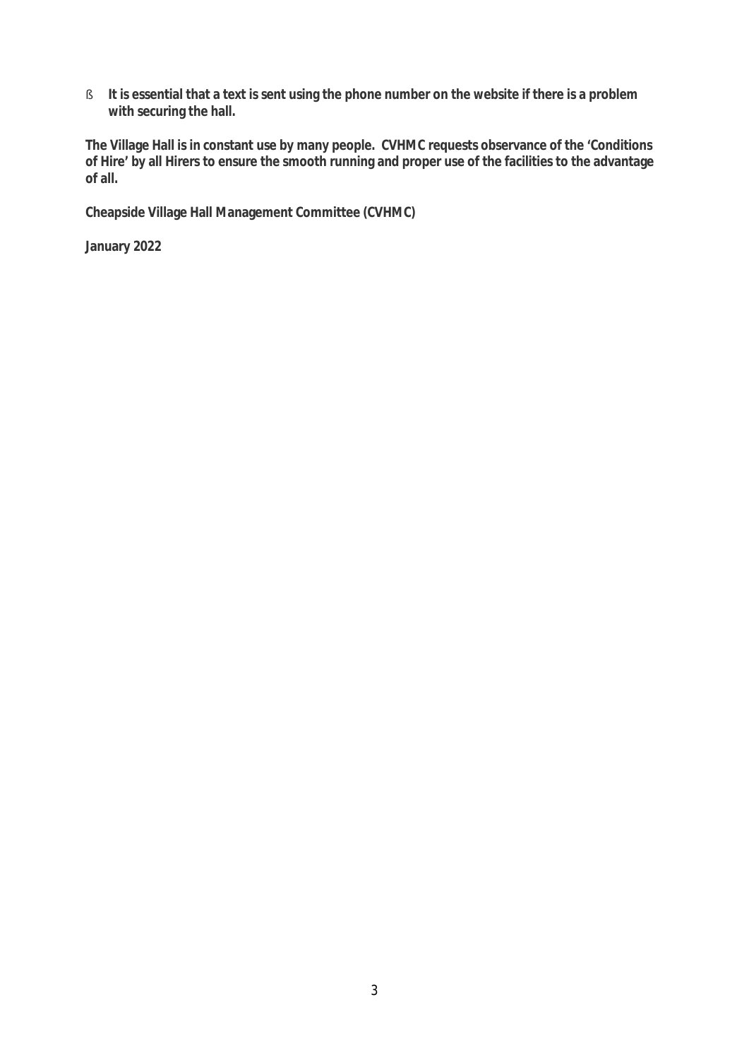- **It is essential that a text is sent using the phone number on the website if there is a problem with securing the hall.**

**The Village Hall is in constant use by many people. CVHMC requests observance of the 'Conditions of Hire' by all Hirers to ensure the smooth running and proper use of the facilities to the advantage of all.**

**Cheapside Village Hall Management Committee (CVHMC)**

**January 2022**